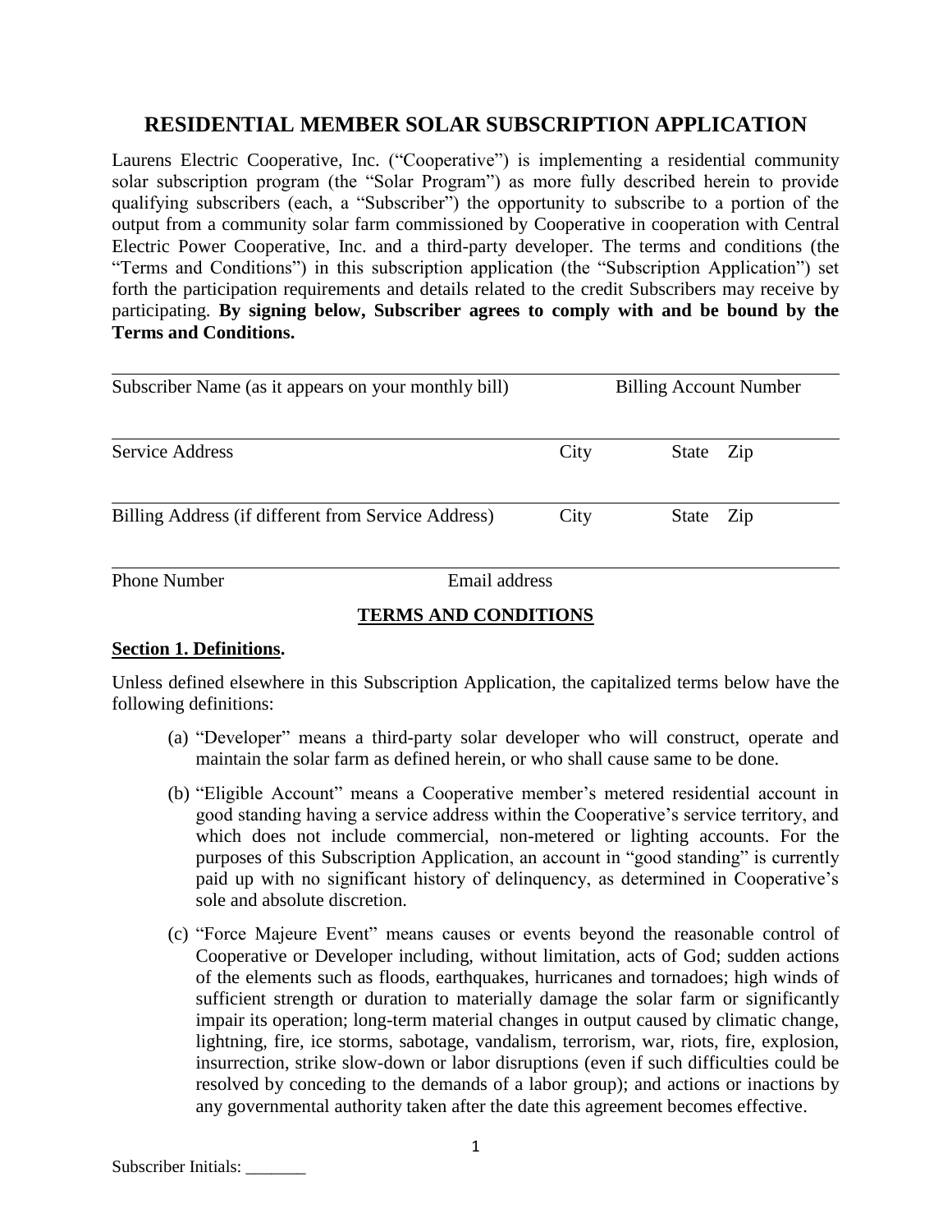# RESIDENTIAL MEMBER SOLAR SUBSCRIPTION APPLICATION

Laurens Electric Cooperative, Inc. ("Cooperative") is implementing a residential community solar subscription program (the "Solar Program") as more fully described herein to provide qualifying subscribers (each, a "Subscriber") the opportunity to subscribe to a portion of the output from a community solar farm commissioned by Cooperative in cooperation with Central Electric Power Cooperative, Inc. and a third-party developer. The terms and conditions (the "Terms and Conditions") in this subscription application (the "Subscription Application") set forth the participation requirements and details related to the credit Subscribers may receive by participating. **By signing below, Subscriber agrees to comply with and be bound by the Terms and Conditions.**

| Subscriber Name (as it appears on your monthly bill) | | Billing Account Number | |
|---|---|---|---|
| Service Address | City | State | Zip |
| Billing Address (if different from Service Address) | City | State | Zip |
| Phone Number | Email address | | |

## TERMS AND CONDITIONS

### Section 1. Definitions.

Unless defined elsewhere in this Subscription Application, the capitalized terms below have the following definitions:

(a) "Developer" means a third-party solar developer who will construct, operate and maintain the solar farm as defined herein, or who shall cause same to be done.

(b) "Eligible Account" means a Cooperative member's metered residential account in good standing having a service address within the Cooperative's service territory, and which does not include commercial, non-metered or lighting accounts. For the purposes of this Subscription Application, an account in "good standing" is currently paid up with no significant history of delinquency, as determined in Cooperative's sole and absolute discretion.

(c) "Force Majeure Event" means causes or events beyond the reasonable control of Cooperative or Developer including, without limitation, acts of God; sudden actions of the elements such as floods, earthquakes, hurricanes and tornadoes; high winds of sufficient strength or duration to materially damage the solar farm or significantly impair its operation; long-term material changes in output caused by climatic change, lightning, fire, ice storms, sabotage, vandalism, terrorism, war, riots, fire, explosion, insurrection, strike slow-down or labor disruptions (even if such difficulties could be resolved by conceding to the demands of a labor group); and actions or inactions by any governmental authority taken after the date this agreement becomes effective.

Subscriber Initials: _______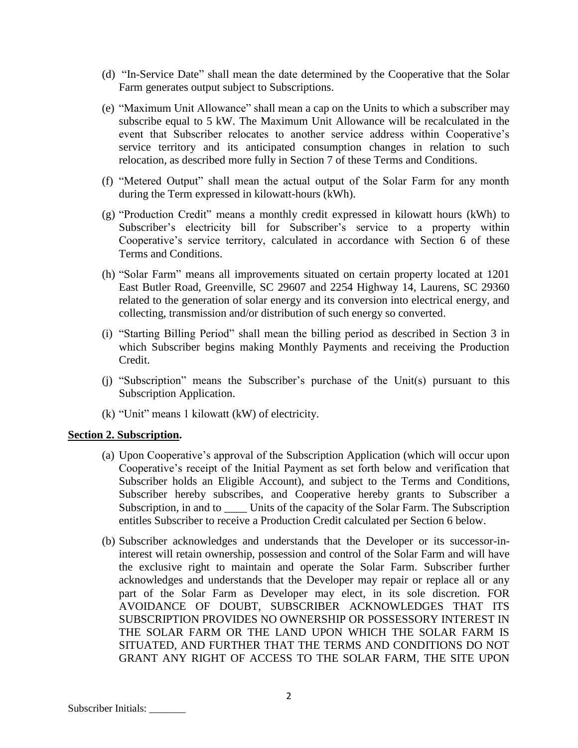(d) "In-Service Date" shall mean the date determined by the Cooperative that the Solar Farm generates output subject to Subscriptions.

(e) "Maximum Unit Allowance" shall mean a cap on the Units to which a subscriber may subscribe equal to 5 kW. The Maximum Unit Allowance will be recalculated in the event that Subscriber relocates to another service address within Cooperative's service territory and its anticipated consumption changes in relation to such relocation, as described more fully in Section 7 of these Terms and Conditions.

(f) "Metered Output" shall mean the actual output of the Solar Farm for any month during the Term expressed in kilowatt-hours (kWh).

(g) "Production Credit" means a monthly credit expressed in kilowatt hours (kWh) to Subscriber's electricity bill for Subscriber's service to a property within Cooperative's service territory, calculated in accordance with Section 6 of these Terms and Conditions.

(h) "Solar Farm" means all improvements situated on certain property located at 1201 East Butler Road, Greenville, SC 29607 and 2254 Highway 14, Laurens, SC 29360 related to the generation of solar energy and its conversion into electrical energy, and collecting, transmission and/or distribution of such energy so converted.

(i) "Starting Billing Period" shall mean the billing period as described in Section 3 in which Subscriber begins making Monthly Payments and receiving the Production Credit.

(j) "Subscription" means the Subscriber's purchase of the Unit(s) pursuant to this Subscription Application.

(k) "Unit" means 1 kilowatt (kW) of electricity.

**Section 2. Subscription.**

(a) Upon Cooperative's approval of the Subscription Application (which will occur upon Cooperative's receipt of the Initial Payment as set forth below and verification that Subscriber holds an Eligible Account), and subject to the Terms and Conditions, Subscriber hereby subscribes, and Cooperative hereby grants to Subscriber a Subscription, in and to ____ Units of the capacity of the Solar Farm. The Subscription entitles Subscriber to receive a Production Credit calculated per Section 6 below.

(b) Subscriber acknowledges and understands that the Developer or its successor-in-interest will retain ownership, possession and control of the Solar Farm and will have the exclusive right to maintain and operate the Solar Farm. Subscriber further acknowledges and understands that the Developer may repair or replace all or any part of the Solar Farm as Developer may elect, in its sole discretion. FOR AVOIDANCE OF DOUBT, SUBSCRIBER ACKNOWLEDGES THAT ITS SUBSCRIPTION PROVIDES NO OWNERSHIP OR POSSESSORY INTEREST IN THE SOLAR FARM OR THE LAND UPON WHICH THE SOLAR FARM IS SITUATED, AND FURTHER THAT THE TERMS AND CONDITIONS DO NOT GRANT ANY RIGHT OF ACCESS TO THE SOLAR FARM, THE SITE UPON

Subscriber Initials: _______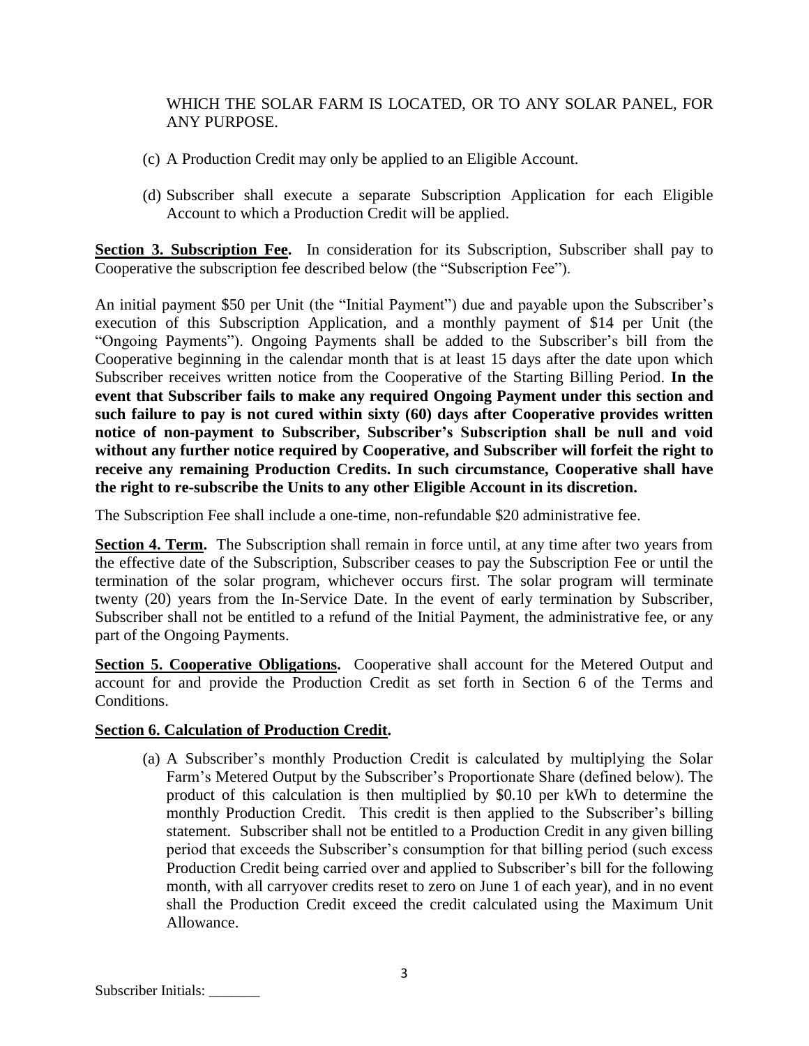WHICH THE SOLAR FARM IS LOCATED, OR TO ANY SOLAR PANEL, FOR ANY PURPOSE.

(c) A Production Credit may only be applied to an Eligible Account.

(d) Subscriber shall execute a separate Subscription Application for each Eligible Account to which a Production Credit will be applied.

**Section 3. Subscription Fee.** In consideration for its Subscription, Subscriber shall pay to Cooperative the subscription fee described below (the "Subscription Fee").

An initial payment $50 per Unit (the "Initial Payment") due and payable upon the Subscriber's execution of this Subscription Application, and a monthly payment of $14 per Unit (the "Ongoing Payments"). Ongoing Payments shall be added to the Subscriber's bill from the Cooperative beginning in the calendar month that is at least 15 days after the date upon which Subscriber receives written notice from the Cooperative of the Starting Billing Period. **In the event that Subscriber fails to make any required Ongoing Payment under this section and such failure to pay is not cured within sixty (60) days after Cooperative provides written notice of non-payment to Subscriber, Subscriber's Subscription shall be null and void without any further notice required by Cooperative, and Subscriber will forfeit the right to receive any remaining Production Credits. In such circumstance, Cooperative shall have the right to re-subscribe the Units to any other Eligible Account in its discretion.**

The Subscription Fee shall include a one-time, non-refundable $20 administrative fee.

**Section 4. Term.** The Subscription shall remain in force until, at any time after two years from the effective date of the Subscription, Subscriber ceases to pay the Subscription Fee or until the termination of the solar program, whichever occurs first. The solar program will terminate twenty (20) years from the In-Service Date. In the event of early termination by Subscriber, Subscriber shall not be entitled to a refund of the Initial Payment, the administrative fee, or any part of the Ongoing Payments.

**Section 5. Cooperative Obligations.** Cooperative shall account for the Metered Output and account for and provide the Production Credit as set forth in Section 6 of the Terms and Conditions.

**Section 6. Calculation of Production Credit.**

(a) A Subscriber's monthly Production Credit is calculated by multiplying the Solar Farm's Metered Output by the Subscriber's Proportionate Share (defined below). The product of this calculation is then multiplied by $0.10 per kWh to determine the monthly Production Credit. This credit is then applied to the Subscriber's billing statement. Subscriber shall not be entitled to a Production Credit in any given billing period that exceeds the Subscriber's consumption for that billing period (such excess Production Credit being carried over and applied to Subscriber's bill for the following month, with all carryover credits reset to zero on June 1 of each year), and in no event shall the Production Credit exceed the credit calculated using the Maximum Unit Allowance.

Subscriber Initials: _______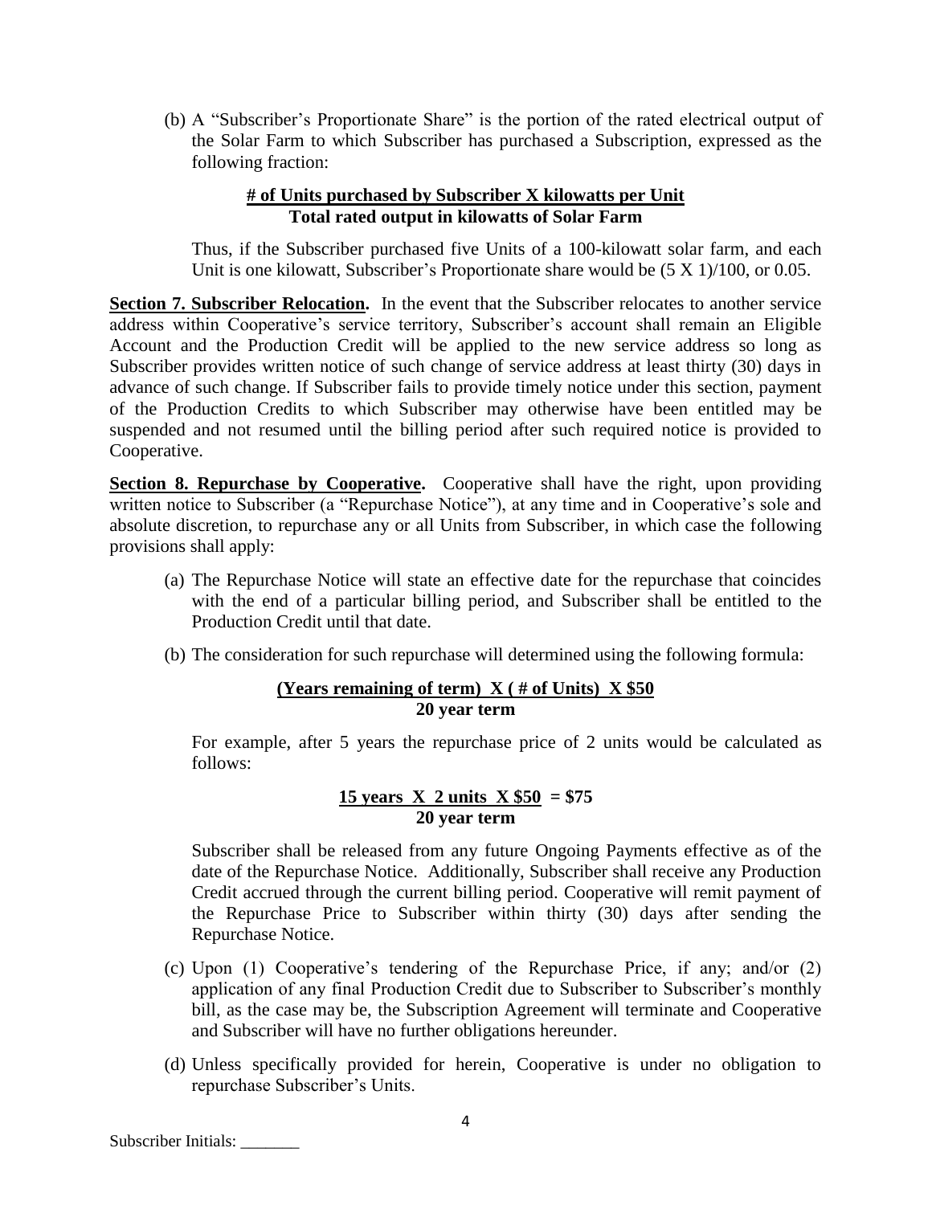(b) A "Subscriber's Proportionate Share" is the portion of the rated electrical output of the Solar Farm to which Subscriber has purchased a Subscription, expressed as the following fraction:

$$\frac{\textbf{\# of Units purchased by Subscriber X kilowatts per Unit}}{\textbf{Total rated output in kilowatts of Solar Farm}}$$

Thus, if the Subscriber purchased five Units of a 100-kilowatt solar farm, and each Unit is one kilowatt, Subscriber's Proportionate share would be (5 X 1)/100, or 0.05.

**Section 7. Subscriber Relocation.** In the event that the Subscriber relocates to another service address within Cooperative's service territory, Subscriber's account shall remain an Eligible Account and the Production Credit will be applied to the new service address so long as Subscriber provides written notice of such change of service address at least thirty (30) days in advance of such change. If Subscriber fails to provide timely notice under this section, payment of the Production Credits to which Subscriber may otherwise have been entitled may be suspended and not resumed until the billing period after such required notice is provided to Cooperative.

**Section 8. Repurchase by Cooperative.** Cooperative shall have the right, upon providing written notice to Subscriber (a "Repurchase Notice"), at any time and in Cooperative's sole and absolute discretion, to repurchase any or all Units from Subscriber, in which case the following provisions shall apply:

(a) The Repurchase Notice will state an effective date for the repurchase that coincides with the end of a particular billing period, and Subscriber shall be entitled to the Production Credit until that date.

(b) The consideration for such repurchase will determined using the following formula:

$$\frac{\textbf{(Years remaining of term) X (\# of Units) X \$50}}{\textbf{20 year term}}$$

For example, after 5 years the repurchase price of 2 units would be calculated as follows:

$$\frac{\textbf{15 years X 2 units X \$50}}{\textbf{20 year term}} \textbf{ = \$75}$$

Subscriber shall be released from any future Ongoing Payments effective as of the date of the Repurchase Notice. Additionally, Subscriber shall receive any Production Credit accrued through the current billing period. Cooperative will remit payment of the Repurchase Price to Subscriber within thirty (30) days after sending the Repurchase Notice.

(c) Upon (1) Cooperative's tendering of the Repurchase Price, if any; and/or (2) application of any final Production Credit due to Subscriber to Subscriber's monthly bill, as the case may be, the Subscription Agreement will terminate and Cooperative and Subscriber will have no further obligations hereunder.

(d) Unless specifically provided for herein, Cooperative is under no obligation to repurchase Subscriber's Units.

Subscriber Initials: _______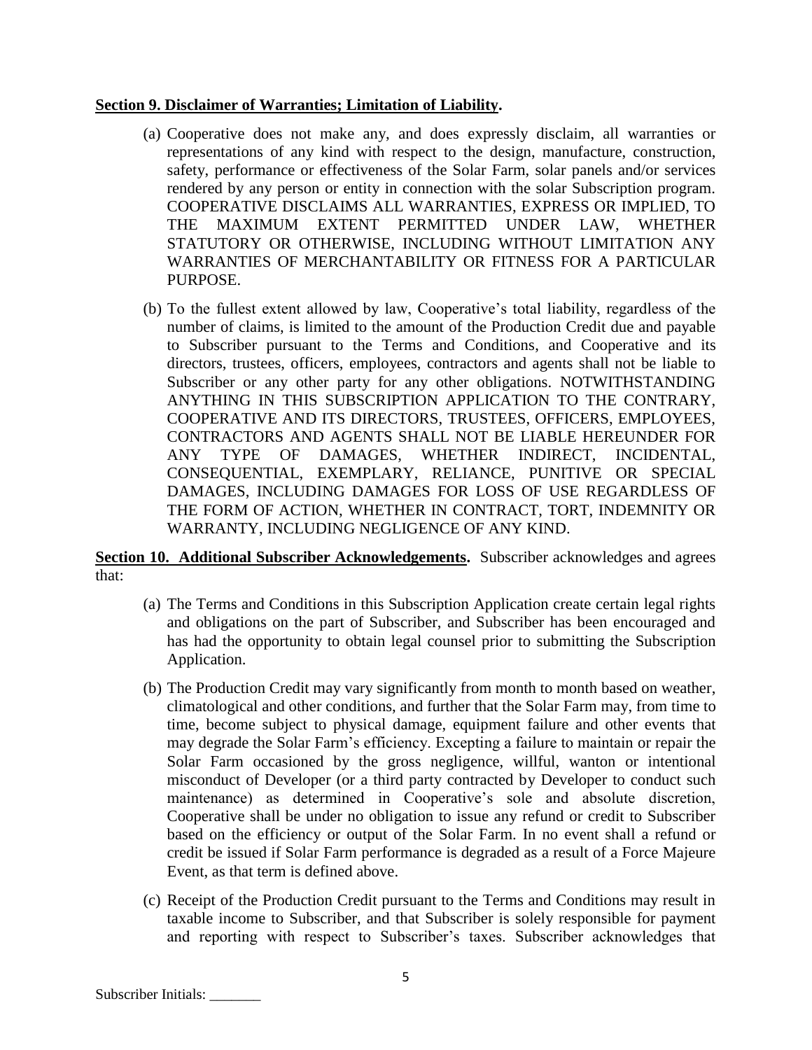**Section 9. Disclaimer of Warranties; Limitation of Liability.**

(a) Cooperative does not make any, and does expressly disclaim, all warranties or representations of any kind with respect to the design, manufacture, construction, safety, performance or effectiveness of the Solar Farm, solar panels and/or services rendered by any person or entity in connection with the solar Subscription program. COOPERATIVE DISCLAIMS ALL WARRANTIES, EXPRESS OR IMPLIED, TO THE MAXIMUM EXTENT PERMITTED UNDER LAW, WHETHER STATUTORY OR OTHERWISE, INCLUDING WITHOUT LIMITATION ANY WARRANTIES OF MERCHANTABILITY OR FITNESS FOR A PARTICULAR PURPOSE.

(b) To the fullest extent allowed by law, Cooperative's total liability, regardless of the number of claims, is limited to the amount of the Production Credit due and payable to Subscriber pursuant to the Terms and Conditions, and Cooperative and its directors, trustees, officers, employees, contractors and agents shall not be liable to Subscriber or any other party for any other obligations. NOTWITHSTANDING ANYTHING IN THIS SUBSCRIPTION APPLICATION TO THE CONTRARY, COOPERATIVE AND ITS DIRECTORS, TRUSTEES, OFFICERS, EMPLOYEES, CONTRACTORS AND AGENTS SHALL NOT BE LIABLE HEREUNDER FOR ANY TYPE OF DAMAGES, WHETHER INDIRECT, INCIDENTAL, CONSEQUENTIAL, EXEMPLARY, RELIANCE, PUNITIVE OR SPECIAL DAMAGES, INCLUDING DAMAGES FOR LOSS OF USE REGARDLESS OF THE FORM OF ACTION, WHETHER IN CONTRACT, TORT, INDEMNITY OR WARRANTY, INCLUDING NEGLIGENCE OF ANY KIND.

**Section 10. Additional Subscriber Acknowledgements.** Subscriber acknowledges and agrees that:

(a) The Terms and Conditions in this Subscription Application create certain legal rights and obligations on the part of Subscriber, and Subscriber has been encouraged and has had the opportunity to obtain legal counsel prior to submitting the Subscription Application.

(b) The Production Credit may vary significantly from month to month based on weather, climatological and other conditions, and further that the Solar Farm may, from time to time, become subject to physical damage, equipment failure and other events that may degrade the Solar Farm's efficiency. Excepting a failure to maintain or repair the Solar Farm occasioned by the gross negligence, willful, wanton or intentional misconduct of Developer (or a third party contracted by Developer to conduct such maintenance) as determined in Cooperative's sole and absolute discretion, Cooperative shall be under no obligation to issue any refund or credit to Subscriber based on the efficiency or output of the Solar Farm. In no event shall a refund or credit be issued if Solar Farm performance is degraded as a result of a Force Majeure Event, as that term is defined above.

(c) Receipt of the Production Credit pursuant to the Terms and Conditions may result in taxable income to Subscriber, and that Subscriber is solely responsible for payment and reporting with respect to Subscriber's taxes. Subscriber acknowledges that

Subscriber Initials: _______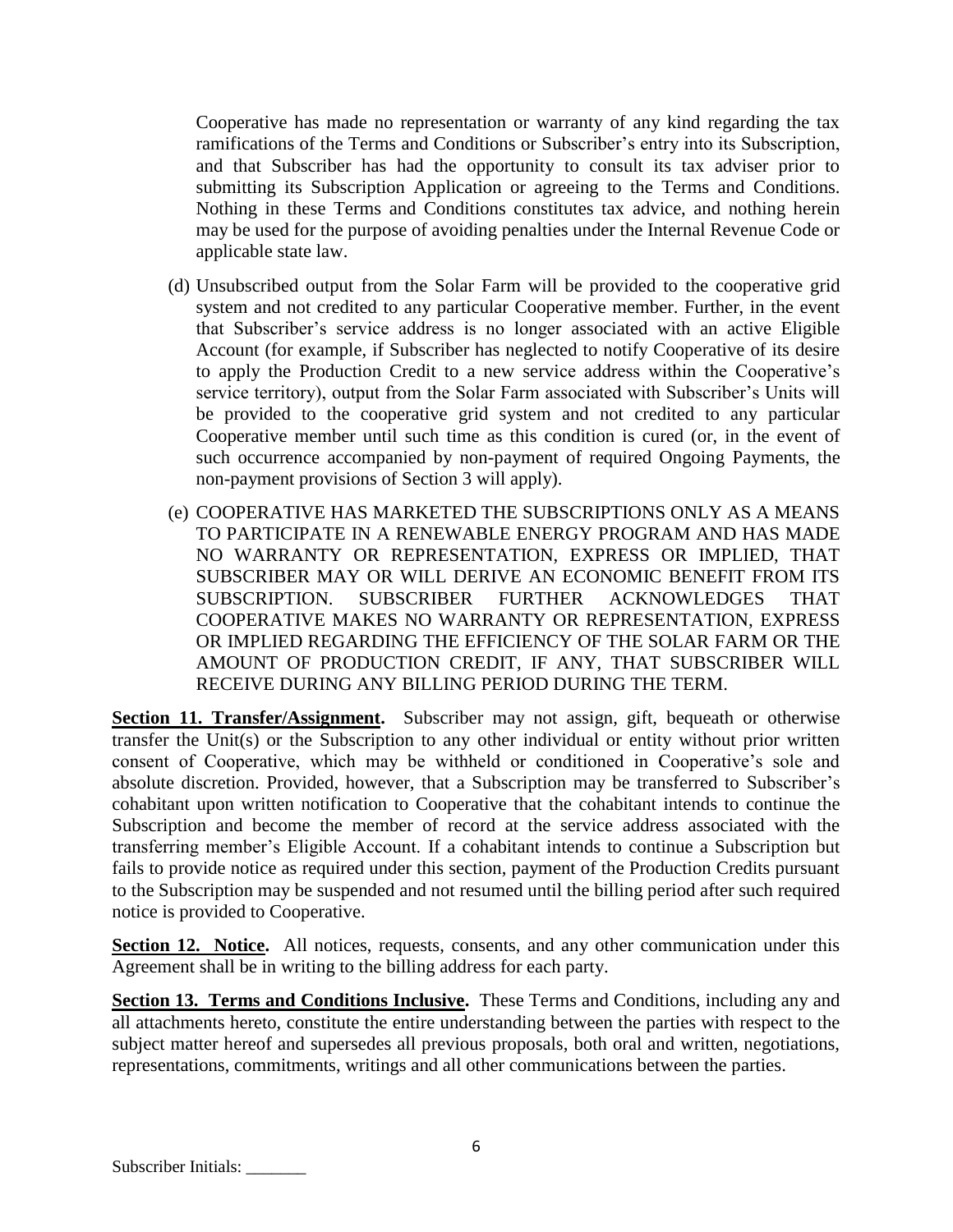Cooperative has made no representation or warranty of any kind regarding the tax ramifications of the Terms and Conditions or Subscriber's entry into its Subscription, and that Subscriber has had the opportunity to consult its tax adviser prior to submitting its Subscription Application or agreeing to the Terms and Conditions. Nothing in these Terms and Conditions constitutes tax advice, and nothing herein may be used for the purpose of avoiding penalties under the Internal Revenue Code or applicable state law.

(d) Unsubscribed output from the Solar Farm will be provided to the cooperative grid system and not credited to any particular Cooperative member. Further, in the event that Subscriber's service address is no longer associated with an active Eligible Account (for example, if Subscriber has neglected to notify Cooperative of its desire to apply the Production Credit to a new service address within the Cooperative's service territory), output from the Solar Farm associated with Subscriber's Units will be provided to the cooperative grid system and not credited to any particular Cooperative member until such time as this condition is cured (or, in the event of such occurrence accompanied by non-payment of required Ongoing Payments, the non-payment provisions of Section 3 will apply).

(e) COOPERATIVE HAS MARKETED THE SUBSCRIPTIONS ONLY AS A MEANS TO PARTICIPATE IN A RENEWABLE ENERGY PROGRAM AND HAS MADE NO WARRANTY OR REPRESENTATION, EXPRESS OR IMPLIED, THAT SUBSCRIBER MAY OR WILL DERIVE AN ECONOMIC BENEFIT FROM ITS SUBSCRIPTION. SUBSCRIBER FURTHER ACKNOWLEDGES THAT COOPERATIVE MAKES NO WARRANTY OR REPRESENTATION, EXPRESS OR IMPLIED REGARDING THE EFFICIENCY OF THE SOLAR FARM OR THE AMOUNT OF PRODUCTION CREDIT, IF ANY, THAT SUBSCRIBER WILL RECEIVE DURING ANY BILLING PERIOD DURING THE TERM.

**Section 11. Transfer/Assignment.** Subscriber may not assign, gift, bequeath or otherwise transfer the Unit(s) or the Subscription to any other individual or entity without prior written consent of Cooperative, which may be withheld or conditioned in Cooperative's sole and absolute discretion. Provided, however, that a Subscription may be transferred to Subscriber's cohabitant upon written notification to Cooperative that the cohabitant intends to continue the Subscription and become the member of record at the service address associated with the transferring member's Eligible Account. If a cohabitant intends to continue a Subscription but fails to provide notice as required under this section, payment of the Production Credits pursuant to the Subscription may be suspended and not resumed until the billing period after such required notice is provided to Cooperative.

**Section 12. Notice.** All notices, requests, consents, and any other communication under this Agreement shall be in writing to the billing address for each party.

**Section 13. Terms and Conditions Inclusive.** These Terms and Conditions, including any and all attachments hereto, constitute the entire understanding between the parties with respect to the subject matter hereof and supersedes all previous proposals, both oral and written, negotiations, representations, commitments, writings and all other communications between the parties.

Subscriber Initials: _______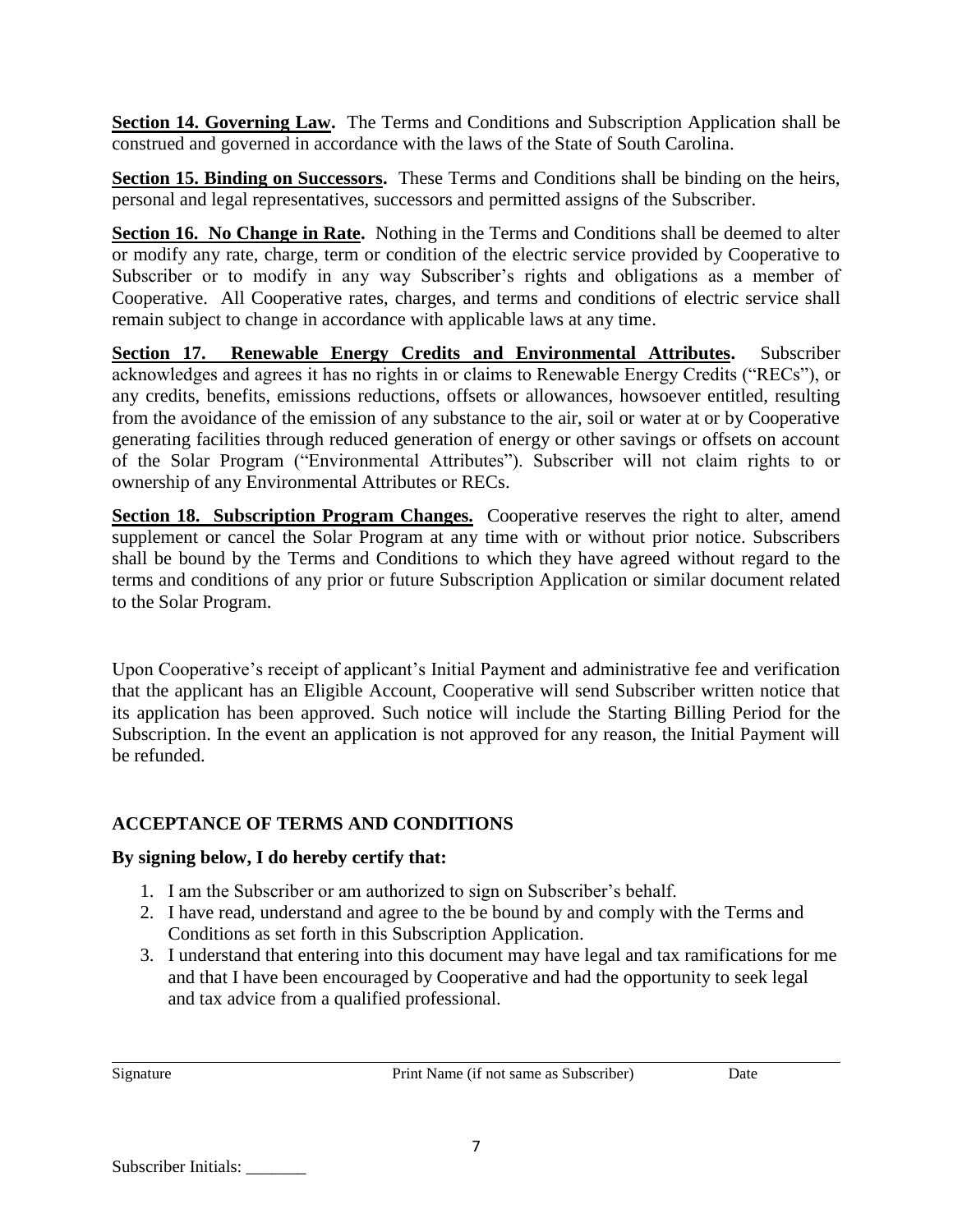**Section 14. Governing Law.** The Terms and Conditions and Subscription Application shall be construed and governed in accordance with the laws of the State of South Carolina.

**Section 15. Binding on Successors.** These Terms and Conditions shall be binding on the heirs, personal and legal representatives, successors and permitted assigns of the Subscriber.

**Section 16. No Change in Rate.** Nothing in the Terms and Conditions shall be deemed to alter or modify any rate, charge, term or condition of the electric service provided by Cooperative to Subscriber or to modify in any way Subscriber's rights and obligations as a member of Cooperative. All Cooperative rates, charges, and terms and conditions of electric service shall remain subject to change in accordance with applicable laws at any time.

**Section 17. Renewable Energy Credits and Environmental Attributes.** Subscriber acknowledges and agrees it has no rights in or claims to Renewable Energy Credits ("RECs"), or any credits, benefits, emissions reductions, offsets or allowances, howsoever entitled, resulting from the avoidance of the emission of any substance to the air, soil or water at or by Cooperative generating facilities through reduced generation of energy or other savings or offsets on account of the Solar Program ("Environmental Attributes"). Subscriber will not claim rights to or ownership of any Environmental Attributes or RECs.

**Section 18. Subscription Program Changes.** Cooperative reserves the right to alter, amend supplement or cancel the Solar Program at any time with or without prior notice. Subscribers shall be bound by the Terms and Conditions to which they have agreed without regard to the terms and conditions of any prior or future Subscription Application or similar document related to the Solar Program.

Upon Cooperative's receipt of applicant's Initial Payment and administrative fee and verification that the applicant has an Eligible Account, Cooperative will send Subscriber written notice that its application has been approved. Such notice will include the Starting Billing Period for the Subscription. In the event an application is not approved for any reason, the Initial Payment will be refunded.

## ACCEPTANCE OF TERMS AND CONDITIONS

**By signing below, I do hereby certify that:**

1. I am the Subscriber or am authorized to sign on Subscriber's behalf.
2. I have read, understand and agree to the be bound by and comply with the Terms and Conditions as set forth in this Subscription Application.
3. I understand that entering into this document may have legal and tax ramifications for me and that I have been encouraged by Cooperative and had the opportunity to seek legal and tax advice from a qualified professional.

Signature　　　　Print Name (if not same as Subscriber)　　　　Date

Subscriber Initials: _______